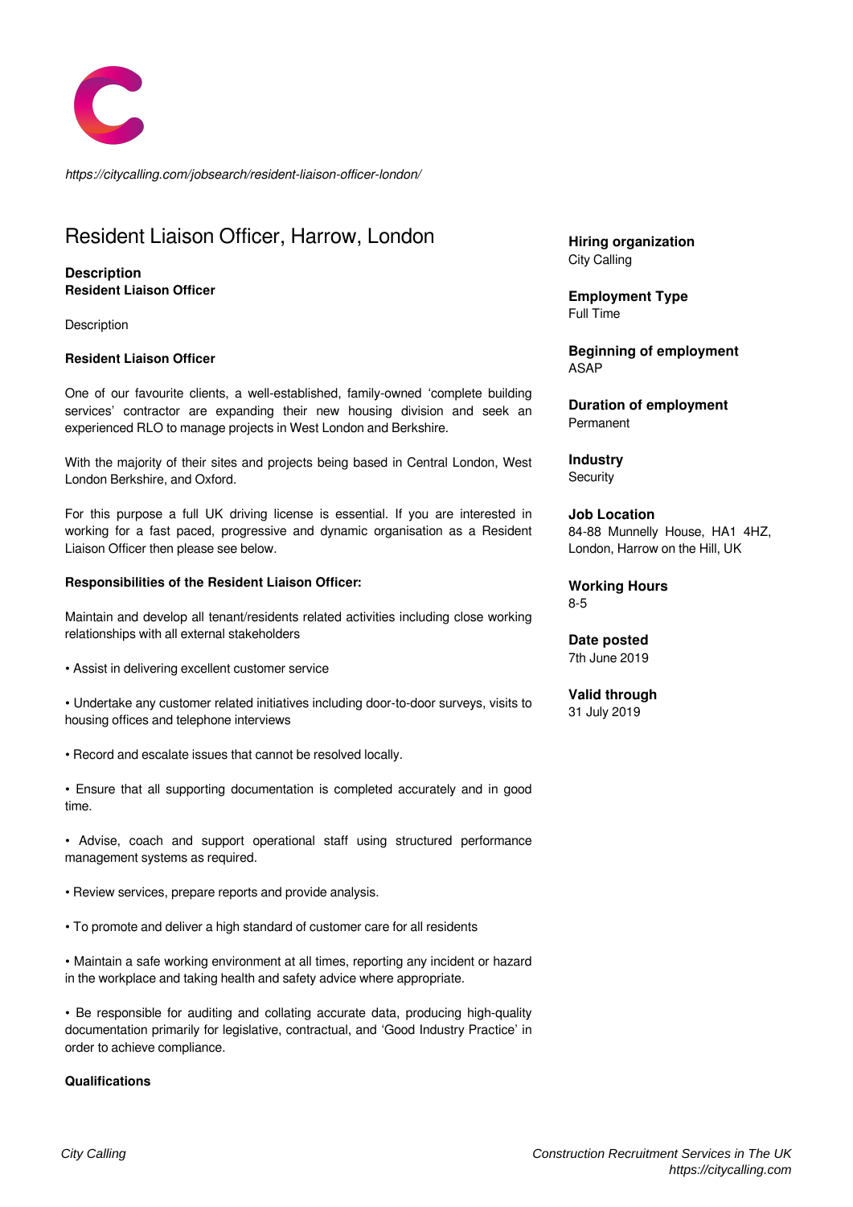*https://citycalling.com/jobsearch/resident-liaison-officer-london/*

# Resident Liaison Officer, Harrow, London

**Description**
**Resident Liaison Officer**

Description

**Resident Liaison Officer**

One of our favourite clients, a well-established, family-owned 'complete building services' contractor are expanding their new housing division and seek an experienced RLO to manage projects in West London and Berkshire.

With the majority of their sites and projects being based in Central London, West London Berkshire, and Oxford.

For this purpose a full UK driving license is essential. If you are interested in working for a fast paced, progressive and dynamic organisation as a Resident Liaison Officer then please see below.

**Responsibilities of the Resident Liaison Officer:**

Maintain and develop all tenant/residents related activities including close working relationships with all external stakeholders

• Assist in delivering excellent customer service

• Undertake any customer related initiatives including door-to-door surveys, visits to housing offices and telephone interviews

• Record and escalate issues that cannot be resolved locally.

• Ensure that all supporting documentation is completed accurately and in good time.

• Advise, coach and support operational staff using structured performance management systems as required.

• Review services, prepare reports and provide analysis.

• To promote and deliver a high standard of customer care for all residents

• Maintain a safe working environment at all times, reporting any incident or hazard in the workplace and taking health and safety advice where appropriate.

• Be responsible for auditing and collating accurate data, producing high-quality documentation primarily for legislative, contractual, and 'Good Industry Practice' in order to achieve compliance.

**Qualifications**

**Hiring organization**
City Calling

**Employment Type**
Full Time

**Beginning of employment**
ASAP

**Duration of employment**
Permanent

**Industry**
Security

**Job Location**
84-88 Munnelly House, HA1 4HZ, London, Harrow on the Hill, UK

**Working Hours**
8-5

**Date posted**
7th June 2019

**Valid through**
31 July 2019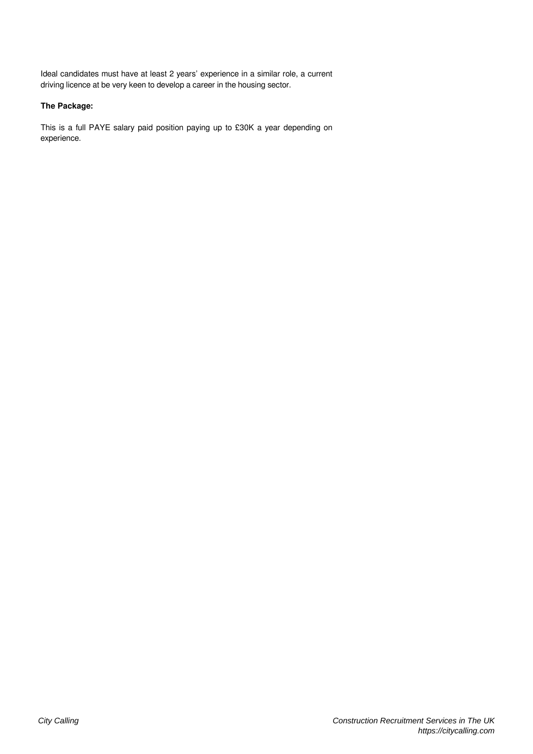Ideal candidates must have at least 2 years' experience in a similar role, a current driving licence at be very keen to develop a career in the housing sector.

**The Package:**

This is a full PAYE salary paid position paying up to £30K a year depending on experience.